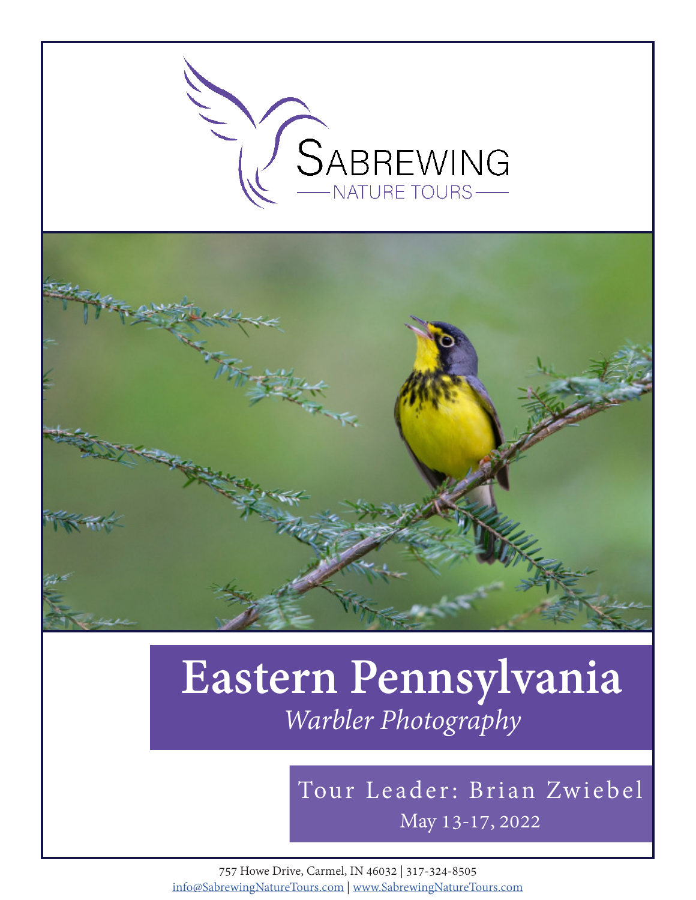SABREWING

NATURE TOURS

# Eastern Pennsylvania

*Warbler Photography*

Tour Leader: Brian Zwiebel

May 13-17, 2022

757 Howe Drive, Carmel, IN 46032 | 317-324-8505
info@SabrewingNatureTours.com | www.SabrewingNatureTours.com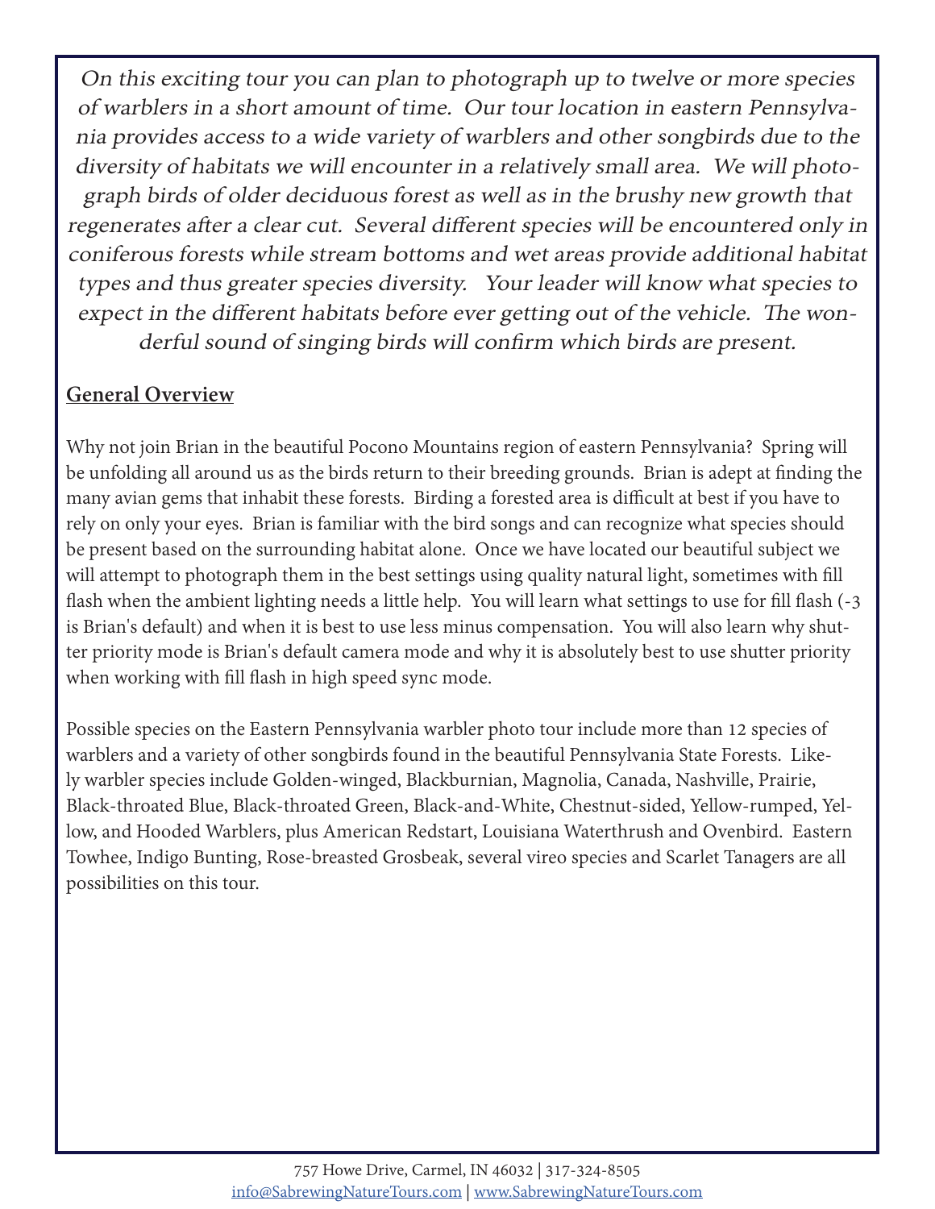*On this exciting tour you can plan to photograph up to twelve or more species of warblers in a short amount of time. Our tour location in eastern Pennsylvania provides access to a wide variety of warblers and other songbirds due to the diversity of habitats we will encounter in a relatively small area. We will photograph birds of older deciduous forest as well as in the brushy new growth that regenerates after a clear cut. Several different species will be encountered only in coniferous forests while stream bottoms and wet areas provide additional habitat types and thus greater species diversity. Your leader will know what species to expect in the different habitats before ever getting out of the vehicle. The wonderful sound of singing birds will confirm which birds are present.*

## General Overview

Why not join Brian in the beautiful Pocono Mountains region of eastern Pennsylvania? Spring will be unfolding all around us as the birds return to their breeding grounds. Brian is adept at finding the many avian gems that inhabit these forests. Birding a forested area is difficult at best if you have to rely on only your eyes. Brian is familiar with the bird songs and can recognize what species should be present based on the surrounding habitat alone. Once we have located our beautiful subject we will attempt to photograph them in the best settings using quality natural light, sometimes with fill flash when the ambient lighting needs a little help. You will learn what settings to use for fill flash (-3 is Brian's default) and when it is best to use less minus compensation. You will also learn why shutter priority mode is Brian's default camera mode and why it is absolutely best to use shutter priority when working with fill flash in high speed sync mode.

Possible species on the Eastern Pennsylvania warbler photo tour include more than 12 species of warblers and a variety of other songbirds found in the beautiful Pennsylvania State Forests. Likely warbler species include Golden-winged, Blackburnian, Magnolia, Canada, Nashville, Prairie, Black-throated Blue, Black-throated Green, Black-and-White, Chestnut-sided, Yellow-rumped, Yellow, and Hooded Warblers, plus American Redstart, Louisiana Waterthrush and Ovenbird. Eastern Towhee, Indigo Bunting, Rose-breasted Grosbeak, several vireo species and Scarlet Tanagers are all possibilities on this tour.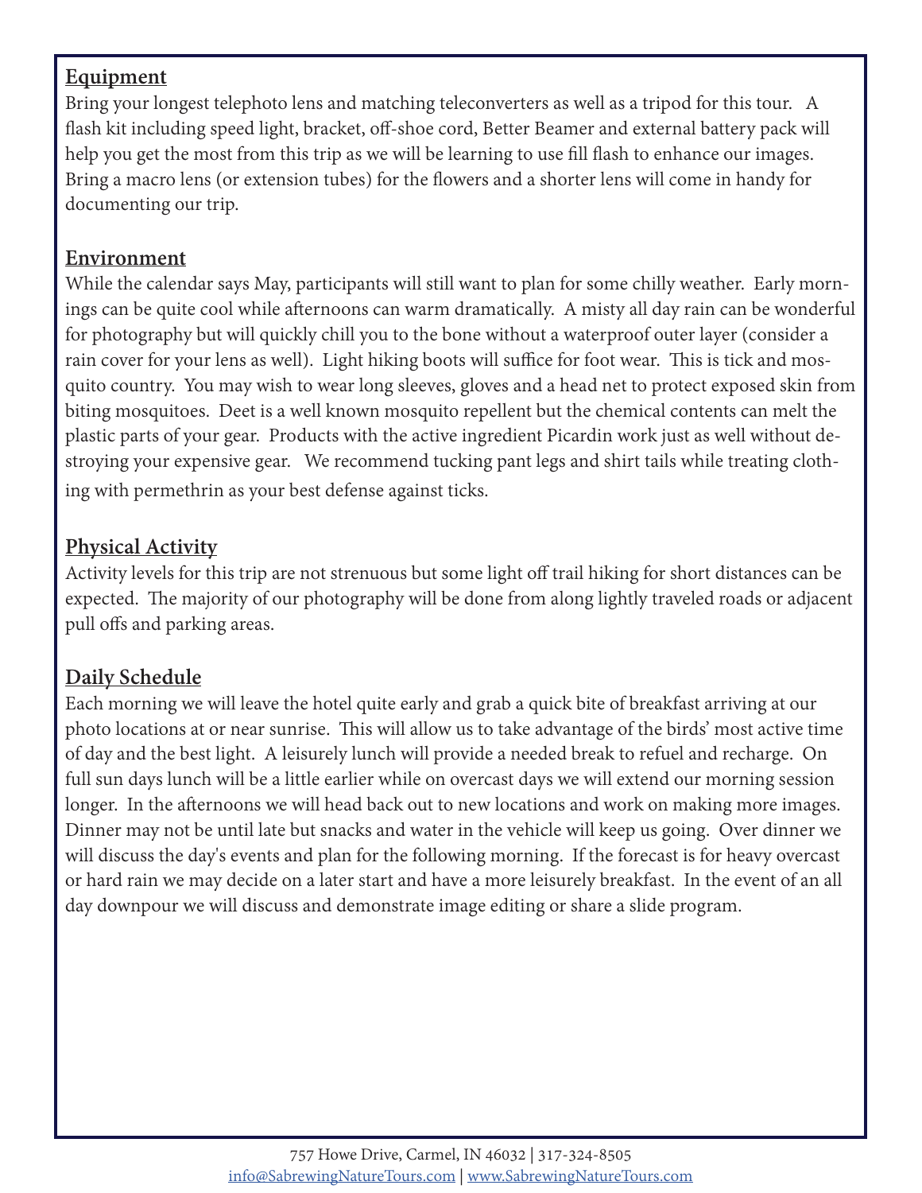## Equipment

Bring your longest telephoto lens and matching teleconverters as well as a tripod for this tour. A flash kit including speed light, bracket, off-shoe cord, Better Beamer and external battery pack will help you get the most from this trip as we will be learning to use fill flash to enhance our images. Bring a macro lens (or extension tubes) for the flowers and a shorter lens will come in handy for documenting our trip.

## Environment

While the calendar says May, participants will still want to plan for some chilly weather. Early mornings can be quite cool while afternoons can warm dramatically. A misty all day rain can be wonderful for photography but will quickly chill you to the bone without a waterproof outer layer (consider a rain cover for your lens as well). Light hiking boots will suffice for foot wear. This is tick and mosquito country. You may wish to wear long sleeves, gloves and a head net to protect exposed skin from biting mosquitoes. Deet is a well known mosquito repellent but the chemical contents can melt the plastic parts of your gear. Products with the active ingredient Picardin work just as well without destroying your expensive gear. We recommend tucking pant legs and shirt tails while treating clothing with permethrin as your best defense against ticks.

## Physical Activity

Activity levels for this trip are not strenuous but some light off trail hiking for short distances can be expected. The majority of our photography will be done from along lightly traveled roads or adjacent pull offs and parking areas.

## Daily Schedule

Each morning we will leave the hotel quite early and grab a quick bite of breakfast arriving at our photo locations at or near sunrise. This will allow us to take advantage of the birds' most active time of day and the best light. A leisurely lunch will provide a needed break to refuel and recharge. On full sun days lunch will be a little earlier while on overcast days we will extend our morning session longer. In the afternoons we will head back out to new locations and work on making more images. Dinner may not be until late but snacks and water in the vehicle will keep us going. Over dinner we will discuss the day's events and plan for the following morning. If the forecast is for heavy overcast or hard rain we may decide on a later start and have a more leisurely breakfast. In the event of an all day downpour we will discuss and demonstrate image editing or share a slide program.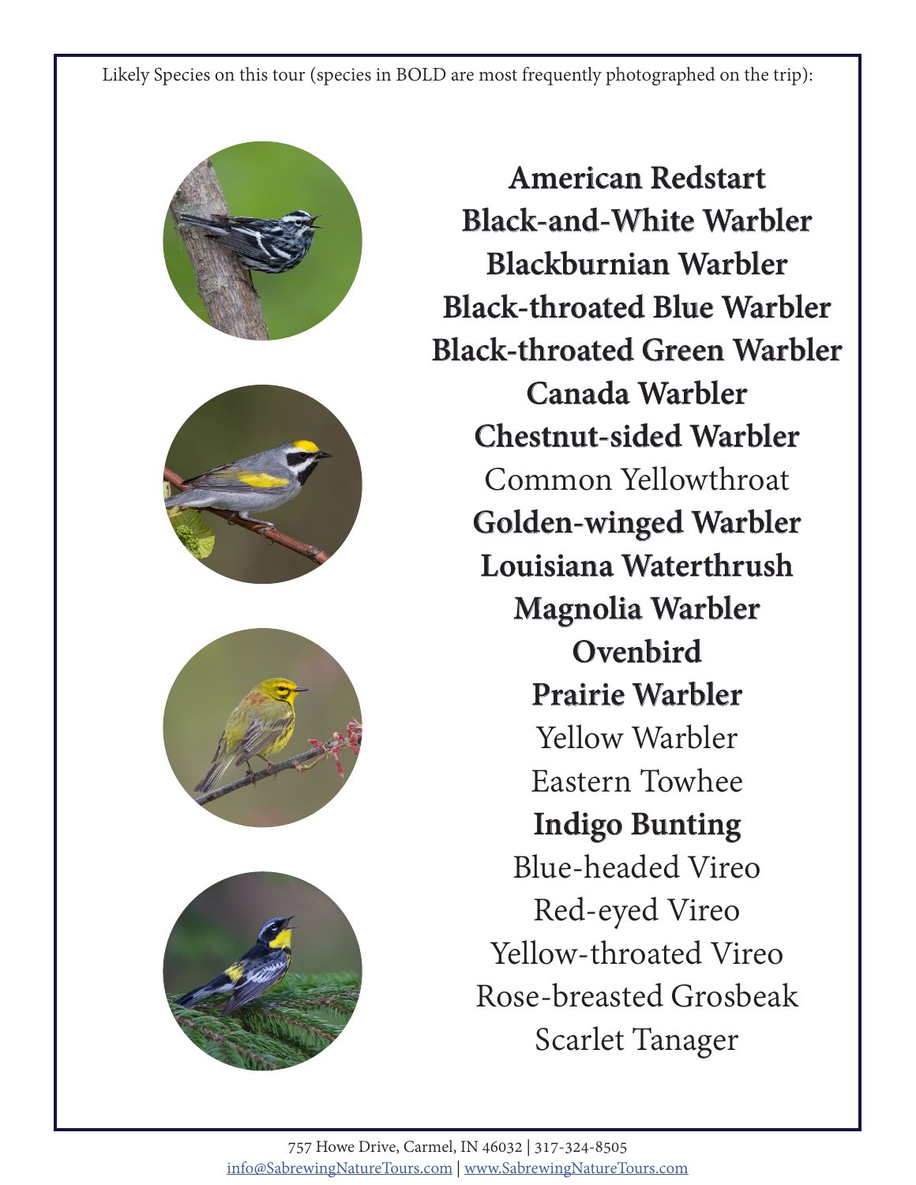Likely Species on this tour (species in BOLD are most frequently photographed on the trip):

**American Redstart**
**Black-and-White Warbler**
**Blackburnian Warbler**
**Black-throated Blue Warbler**
**Black-throated Green Warbler**
**Canada Warbler**
**Chestnut-sided Warbler**
Common Yellowthroat
**Golden-winged Warbler**
**Louisiana Waterthrush**
**Magnolia Warbler**
**Ovenbird**
**Prairie Warbler**
Yellow Warbler
Eastern Towhee
**Indigo Bunting**
Blue-headed Vireo
Red-eyed Vireo
Yellow-throated Vireo
Rose-breasted Grosbeak
Scarlet Tanager

757 Howe Drive, Carmel, IN 46032 | 317-324-8505
info@SabrewingNatureTours.com | www.SabrewingNatureTours.com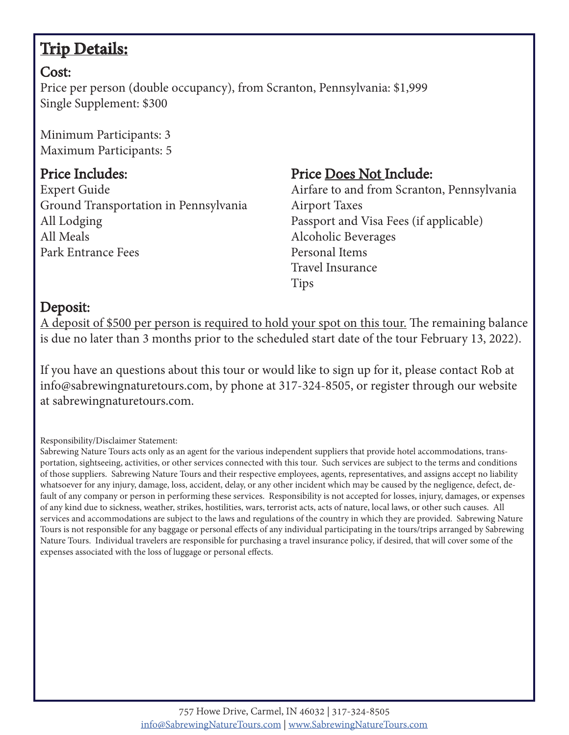# Trip Details:

## Cost:

Price per person (double occupancy), from Scranton, Pennsylvania: $1,999
Single Supplement: $300

Minimum Participants: 3
Maximum Participants: 5

## Price Includes:

Expert Guide
Ground Transportation in Pennsylvania
All Lodging
All Meals
Park Entrance Fees

## Price Does Not Include:

Airfare to and from Scranton, Pennsylvania
Airport Taxes
Passport and Visa Fees (if applicable)
Alcoholic Beverages
Personal Items
Travel Insurance
Tips

## Deposit:

A deposit of $500 per person is required to hold your spot on this tour. The remaining balance is due no later than 3 months prior to the scheduled start date of the tour February 13, 2022).

If you have an questions about this tour or would like to sign up for it, please contact Rob at info@sabrewingnaturetours.com, by phone at 317-324-8505, or register through our website at sabrewingnaturetours.com.

Responsibility/Disclaimer Statement:
Sabrewing Nature Tours acts only as an agent for the various independent suppliers that provide hotel accommodations, transportation, sightseeing, activities, or other services connected with this tour. Such services are subject to the terms and conditions of those suppliers. Sabrewing Nature Tours and their respective employees, agents, representatives, and assigns accept no liability whatsoever for any injury, damage, loss, accident, delay, or any other incident which may be caused by the negligence, defect, default of any company or person in performing these services. Responsibility is not accepted for losses, injury, damages, or expenses of any kind due to sickness, weather, strikes, hostilities, wars, terrorist acts, acts of nature, local laws, or other such causes. All services and accommodations are subject to the laws and regulations of the country in which they are provided. Sabrewing Nature Tours is not responsible for any baggage or personal effects of any individual participating in the tours/trips arranged by Sabrewing Nature Tours. Individual travelers are responsible for purchasing a travel insurance policy, if desired, that will cover some of the expenses associated with the loss of luggage or personal effects.